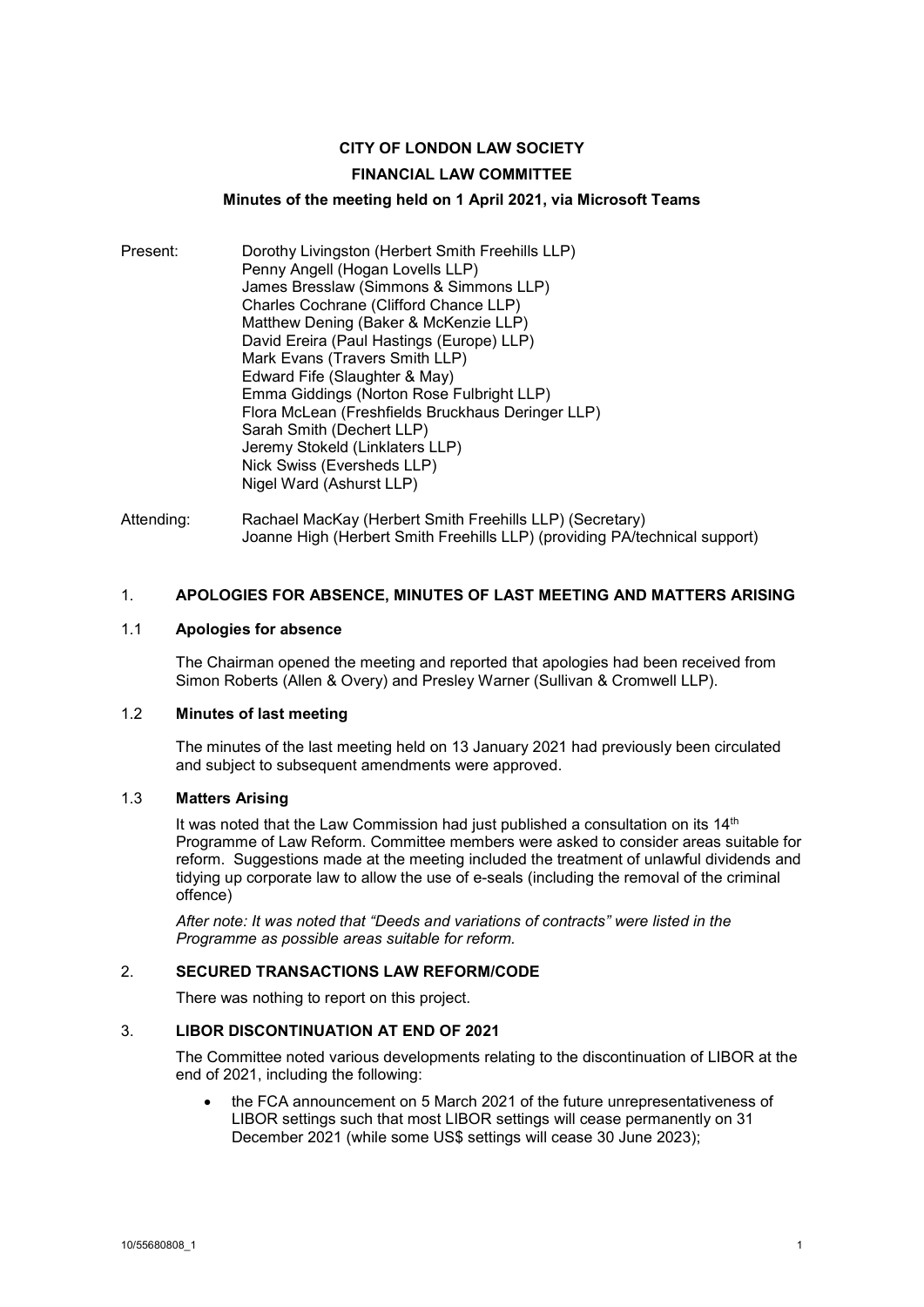**CITY OF LONDON LAW SOCIETY**

**FINANCIAL LAW COMMITTEE**

**Minutes of the meeting held on 1 April 2021, via Microsoft Teams**

Present:
Dorothy Livingston (Herbert Smith Freehills LLP)
Penny Angell (Hogan Lovells LLP)
James Bresslaw (Simmons & Simmons LLP)
Charles Cochrane (Clifford Chance LLP)
Matthew Dening (Baker & McKenzie LLP)
David Ereira (Paul Hastings (Europe) LLP)
Mark Evans (Travers Smith LLP)
Edward Fife (Slaughter & May)
Emma Giddings (Norton Rose Fulbright LLP)
Flora McLean (Freshfields Bruckhaus Deringer LLP)
Sarah Smith (Dechert LLP)
Jeremy Stokeld (Linklaters LLP)
Nick Swiss (Eversheds LLP)
Nigel Ward (Ashurst LLP)

Attending:
Rachael MacKay (Herbert Smith Freehills LLP) (Secretary)
Joanne High (Herbert Smith Freehills LLP) (providing PA/technical support)

## 1. APOLOGIES FOR ABSENCE, MINUTES OF LAST MEETING AND MATTERS ARISING

### 1.1 Apologies for absence

The Chairman opened the meeting and reported that apologies had been received from Simon Roberts (Allen & Overy) and Presley Warner (Sullivan & Cromwell LLP).

### 1.2 Minutes of last meeting

The minutes of the last meeting held on 13 January 2021 had previously been circulated and subject to subsequent amendments were approved.

### 1.3 Matters Arising

It was noted that the Law Commission had just published a consultation on its 14th Programme of Law Reform. Committee members were asked to consider areas suitable for reform. Suggestions made at the meeting included the treatment of unlawful dividends and tidying up corporate law to allow the use of e-seals (including the removal of the criminal offence)

*After note: It was noted that "Deeds and variations of contracts" were listed in the Programme as possible areas suitable for reform.*

## 2. SECURED TRANSACTIONS LAW REFORM/CODE

There was nothing to report on this project.

## 3. LIBOR DISCONTINUATION AT END OF 2021

The Committee noted various developments relating to the discontinuation of LIBOR at the end of 2021, including the following:

- the FCA announcement on 5 March 2021 of the future unrepresentativeness of LIBOR settings such that most LIBOR settings will cease permanently on 31 December 2021 (while some US$ settings will cease 30 June 2023);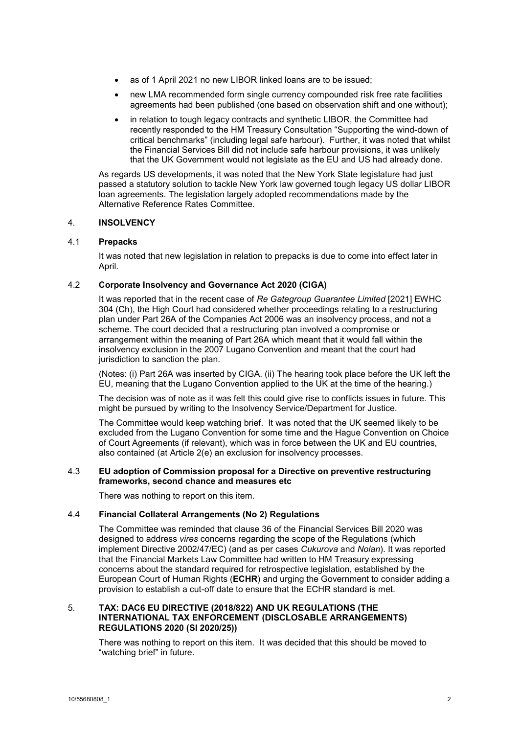- as of 1 April 2021 no new LIBOR linked loans are to be issued;
- new LMA recommended form single currency compounded risk free rate facilities agreements had been published (one based on observation shift and one without);
- in relation to tough legacy contracts and synthetic LIBOR, the Committee had recently responded to the HM Treasury Consultation "Supporting the wind-down of critical benchmarks" (including legal safe harbour). Further, it was noted that whilst the Financial Services Bill did not include safe harbour provisions, it was unlikely that the UK Government would not legislate as the EU and US had already done.

As regards US developments, it was noted that the New York State legislature had just passed a statutory solution to tackle New York law governed tough legacy US dollar LIBOR loan agreements. The legislation largely adopted recommendations made by the Alternative Reference Rates Committee.

## 4. INSOLVENCY

### 4.1 Prepacks

It was noted that new legislation in relation to prepacks is due to come into effect later in April.

### 4.2 Corporate Insolvency and Governance Act 2020 (CIGA)

It was reported that in the recent case of *Re Gategroup Guarantee Limited* [2021] EWHC 304 (Ch), the High Court had considered whether proceedings relating to a restructuring plan under Part 26A of the Companies Act 2006 was an insolvency process, and not a scheme. The court decided that a restructuring plan involved a compromise or arrangement within the meaning of Part 26A which meant that it would fall within the insolvency exclusion in the 2007 Lugano Convention and meant that the court had jurisdiction to sanction the plan.

(Notes: (i) Part 26A was inserted by CIGA. (ii) The hearing took place before the UK left the EU, meaning that the Lugano Convention applied to the UK at the time of the hearing.)

The decision was of note as it was felt this could give rise to conflicts issues in future. This might be pursued by writing to the Insolvency Service/Department for Justice.

The Committee would keep watching brief. It was noted that the UK seemed likely to be excluded from the Lugano Convention for some time and the Hague Convention on Choice of Court Agreements (if relevant), which was in force between the UK and EU countries, also contained (at Article 2(e) an exclusion for insolvency processes.

### 4.3 EU adoption of Commission proposal for a Directive on preventive restructuring frameworks, second chance and measures etc

There was nothing to report on this item.

### 4.4 Financial Collateral Arrangements (No 2) Regulations

The Committee was reminded that clause 36 of the Financial Services Bill 2020 was designed to address *vires* concerns regarding the scope of the Regulations (which implement Directive 2002/47/EC) (and as per cases *Cukurova* and *Nolan*). It was reported that the Financial Markets Law Committee had written to HM Treasury expressing concerns about the standard required for retrospective legislation, established by the European Court of Human Rights (**ECHR**) and urging the Government to consider adding a provision to establish a cut-off date to ensure that the ECHR standard is met.

## 5. TAX: DAC6 EU DIRECTIVE (2018/822) AND UK REGULATIONS (THE INTERNATIONAL TAX ENFORCEMENT (DISCLOSABLE ARRANGEMENTS) REGULATIONS 2020 (SI 2020/25))

There was nothing to report on this item. It was decided that this should be moved to "watching brief" in future.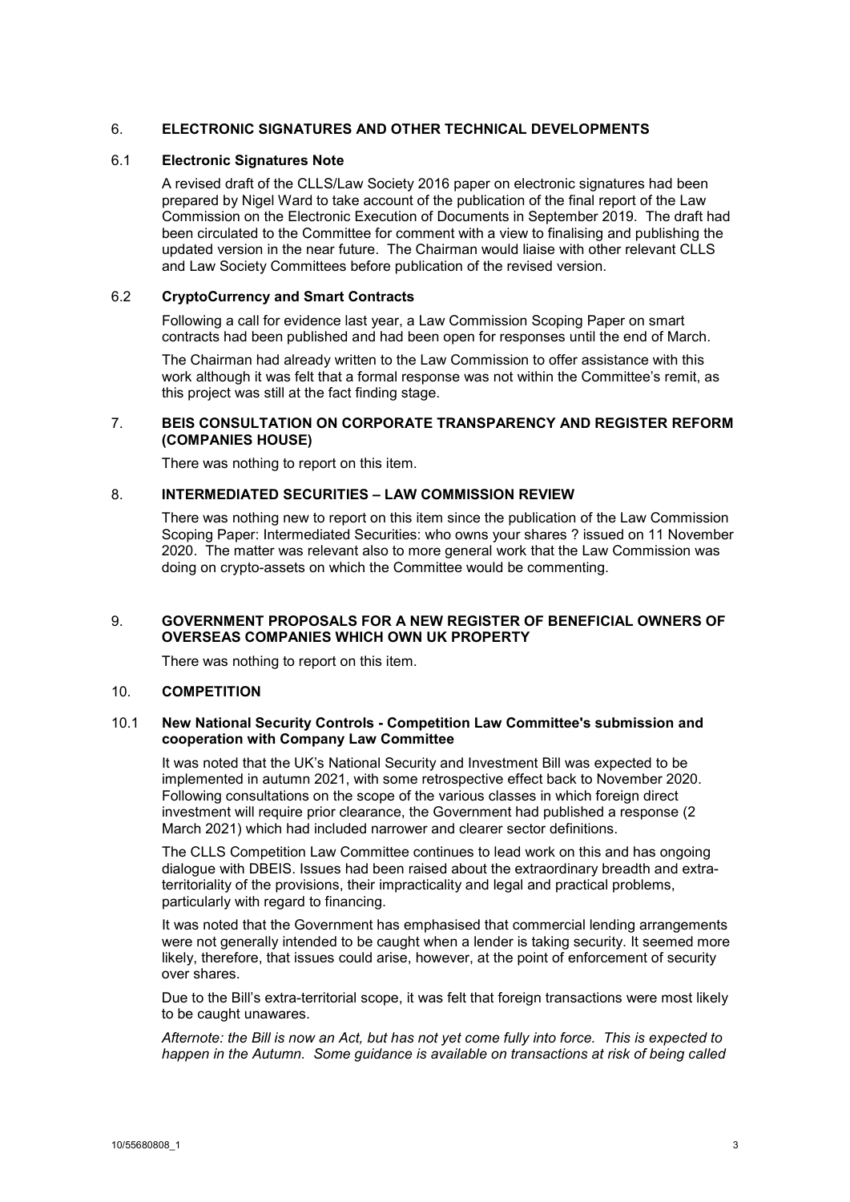## 6. ELECTRONIC SIGNATURES AND OTHER TECHNICAL DEVELOPMENTS

### 6.1 Electronic Signatures Note

A revised draft of the CLLS/Law Society 2016 paper on electronic signatures had been prepared by Nigel Ward to take account of the publication of the final report of the Law Commission on the Electronic Execution of Documents in September 2019. The draft had been circulated to the Committee for comment with a view to finalising and publishing the updated version in the near future. The Chairman would liaise with other relevant CLLS and Law Society Committees before publication of the revised version.

### 6.2 CryptoCurrency and Smart Contracts

Following a call for evidence last year, a Law Commission Scoping Paper on smart contracts had been published and had been open for responses until the end of March.

The Chairman had already written to the Law Commission to offer assistance with this work although it was felt that a formal response was not within the Committee's remit, as this project was still at the fact finding stage.

## 7. BEIS CONSULTATION ON CORPORATE TRANSPARENCY AND REGISTER REFORM (COMPANIES HOUSE)

There was nothing to report on this item.

## 8. INTERMEDIATED SECURITIES – LAW COMMISSION REVIEW

There was nothing new to report on this item since the publication of the Law Commission Scoping Paper: Intermediated Securities: who owns your shares ? issued on 11 November 2020. The matter was relevant also to more general work that the Law Commission was doing on crypto-assets on which the Committee would be commenting.

## 9. GOVERNMENT PROPOSALS FOR A NEW REGISTER OF BENEFICIAL OWNERS OF OVERSEAS COMPANIES WHICH OWN UK PROPERTY

There was nothing to report on this item.

## 10. COMPETITION

### 10.1 New National Security Controls - Competition Law Committee's submission and cooperation with Company Law Committee

It was noted that the UK's National Security and Investment Bill was expected to be implemented in autumn 2021, with some retrospective effect back to November 2020. Following consultations on the scope of the various classes in which foreign direct investment will require prior clearance, the Government had published a response (2 March 2021) which had included narrower and clearer sector definitions.

The CLLS Competition Law Committee continues to lead work on this and has ongoing dialogue with DBEIS. Issues had been raised about the extraordinary breadth and extra-territoriality of the provisions, their impracticality and legal and practical problems, particularly with regard to financing.

It was noted that the Government has emphasised that commercial lending arrangements were not generally intended to be caught when a lender is taking security. It seemed more likely, therefore, that issues could arise, however, at the point of enforcement of security over shares.

Due to the Bill's extra-territorial scope, it was felt that foreign transactions were most likely to be caught unawares.

*Afternote: the Bill is now an Act, but has not yet come fully into force. This is expected to happen in the Autumn. Some guidance is available on transactions at risk of being called*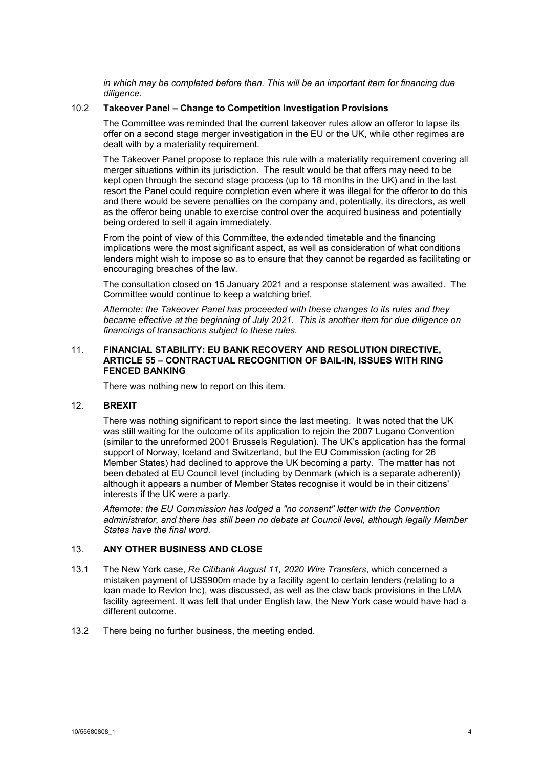*in which may be completed before then. This will be an important item for financing due diligence.*

### 10.2 Takeover Panel – Change to Competition Investigation Provisions

The Committee was reminded that the current takeover rules allow an offeror to lapse its offer on a second stage merger investigation in the EU or the UK, while other regimes are dealt with by a materiality requirement.

The Takeover Panel propose to replace this rule with a materiality requirement covering all merger situations within its jurisdiction. The result would be that offers may need to be kept open through the second stage process (up to 18 months in the UK) and in the last resort the Panel could require completion even where it was illegal for the offeror to do this and there would be severe penalties on the company and, potentially, its directors, as well as the offeror being unable to exercise control over the acquired business and potentially being ordered to sell it again immediately.

From the point of view of this Committee, the extended timetable and the financing implications were the most significant aspect, as well as consideration of what conditions lenders might wish to impose so as to ensure that they cannot be regarded as facilitating or encouraging breaches of the law.

The consultation closed on 15 January 2021 and a response statement was awaited. The Committee would continue to keep a watching brief.

*Afternote: the Takeover Panel has proceeded with these changes to its rules and they became effective at the beginning of July 2021. This is another item for due diligence on financings of transactions subject to these rules.*

## 11. FINANCIAL STABILITY: EU BANK RECOVERY AND RESOLUTION DIRECTIVE, ARTICLE 55 – CONTRACTUAL RECOGNITION OF BAIL-IN, ISSUES WITH RING FENCED BANKING

There was nothing new to report on this item.

## 12. BREXIT

There was nothing significant to report since the last meeting. It was noted that the UK was still waiting for the outcome of its application to rejoin the 2007 Lugano Convention (similar to the unreformed 2001 Brussels Regulation). The UK's application has the formal support of Norway, Iceland and Switzerland, but the EU Commission (acting for 26 Member States) had declined to approve the UK becoming a party. The matter has not been debated at EU Council level (including by Denmark (which is a separate adherent)) although it appears a number of Member States recognise it would be in their citizens' interests if the UK were a party.

*Afternote: the EU Commission has lodged a "no consent" letter with the Convention administrator, and there has still been no debate at Council level, although legally Member States have the final word.*

## 13. ANY OTHER BUSINESS AND CLOSE

13.1 The New York case, *Re Citibank August 11, 2020 Wire Transfers*, which concerned a mistaken payment of US$900m made by a facility agent to certain lenders (relating to a loan made to Revlon Inc), was discussed, as well as the claw back provisions in the LMA facility agreement. It was felt that under English law, the New York case would have had a different outcome.

13.2 There being no further business, the meeting ended.

10/55680808_1